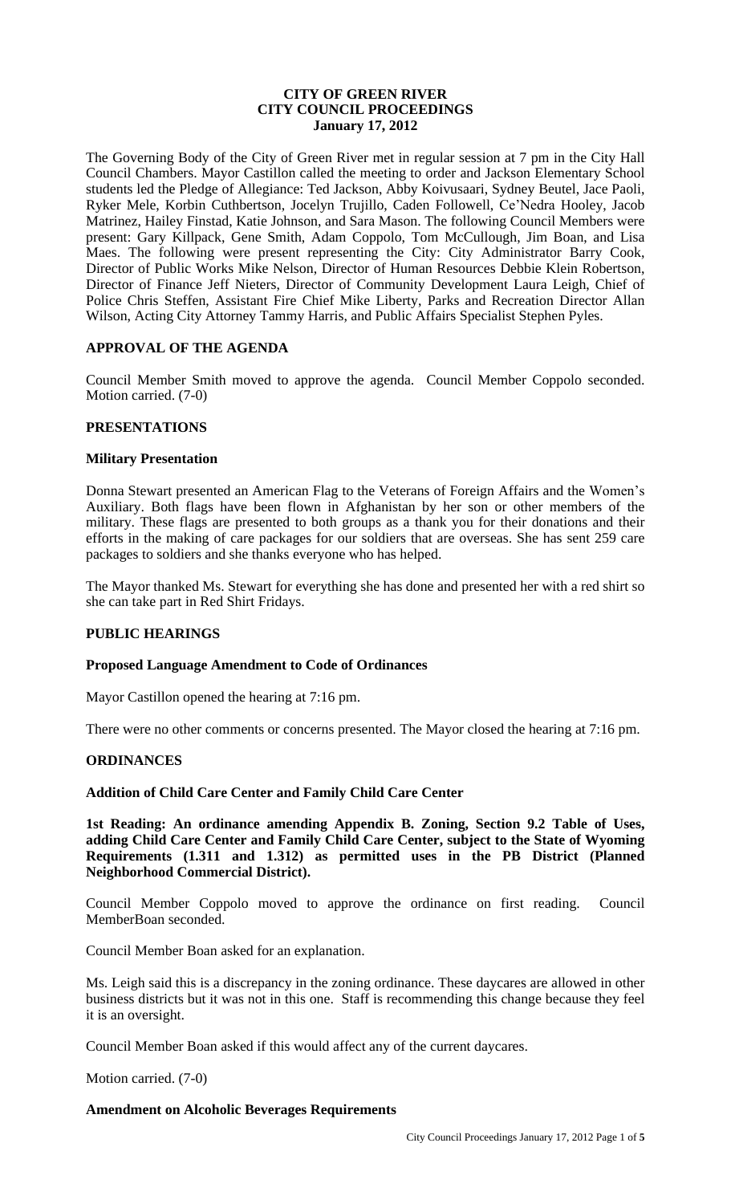# CITY OF GREEN RIVER
## CITY COUNCIL PROCEEDINGS
### January 17, 2012

The Governing Body of the City of Green River met in regular session at 7 pm in the City Hall Council Chambers. Mayor Castillon called the meeting to order and Jackson Elementary School students led the Pledge of Allegiance: Ted Jackson, Abby Koivusaari, Sydney Beutel, Jace Paoli, Ryker Mele, Korbin Cuthbertson, Jocelyn Trujillo, Caden Followell, Ce'Nedra Hooley, Jacob Matrinez, Hailey Finstad, Katie Johnson, and Sara Mason. The following Council Members were present: Gary Killpack, Gene Smith, Adam Coppolo, Tom McCullough, Jim Boan, and Lisa Maes. The following were present representing the City: City Administrator Barry Cook, Director of Public Works Mike Nelson, Director of Human Resources Debbie Klein Robertson, Director of Finance Jeff Nieters, Director of Community Development Laura Leigh, Chief of Police Chris Steffen, Assistant Fire Chief Mike Liberty, Parks and Recreation Director Allan Wilson, Acting City Attorney Tammy Harris, and Public Affairs Specialist Stephen Pyles.

## APPROVAL OF THE AGENDA

Council Member Smith moved to approve the agenda. Council Member Coppolo seconded. Motion carried. (7-0)

## PRESENTATIONS

### Military Presentation

Donna Stewart presented an American Flag to the Veterans of Foreign Affairs and the Women's Auxiliary. Both flags have been flown in Afghanistan by her son or other members of the military. These flags are presented to both groups as a thank you for their donations and their efforts in the making of care packages for our soldiers that are overseas. She has sent 259 care packages to soldiers and she thanks everyone who has helped.

The Mayor thanked Ms. Stewart for everything she has done and presented her with a red shirt so she can take part in Red Shirt Fridays.

## PUBLIC HEARINGS

### Proposed Language Amendment to Code of Ordinances

Mayor Castillon opened the hearing at 7:16 pm.

There were no other comments or concerns presented. The Mayor closed the hearing at 7:16 pm.

## ORDINANCES

### Addition of Child Care Center and Family Child Care Center

**1st Reading: An ordinance amending Appendix B. Zoning, Section 9.2 Table of Uses, adding Child Care Center and Family Child Care Center, subject to the State of Wyoming Requirements (1.311 and 1.312) as permitted uses in the PB District (Planned Neighborhood Commercial District).**

Council Member Coppolo moved to approve the ordinance on first reading. Council MemberBoan seconded.

Council Member Boan asked for an explanation.

Ms. Leigh said this is a discrepancy in the zoning ordinance. These daycares are allowed in other business districts but it was not in this one. Staff is recommending this change because they feel it is an oversight.

Council Member Boan asked if this would affect any of the current daycares.

Motion carried. (7-0)

### Amendment on Alcoholic Beverages Requirements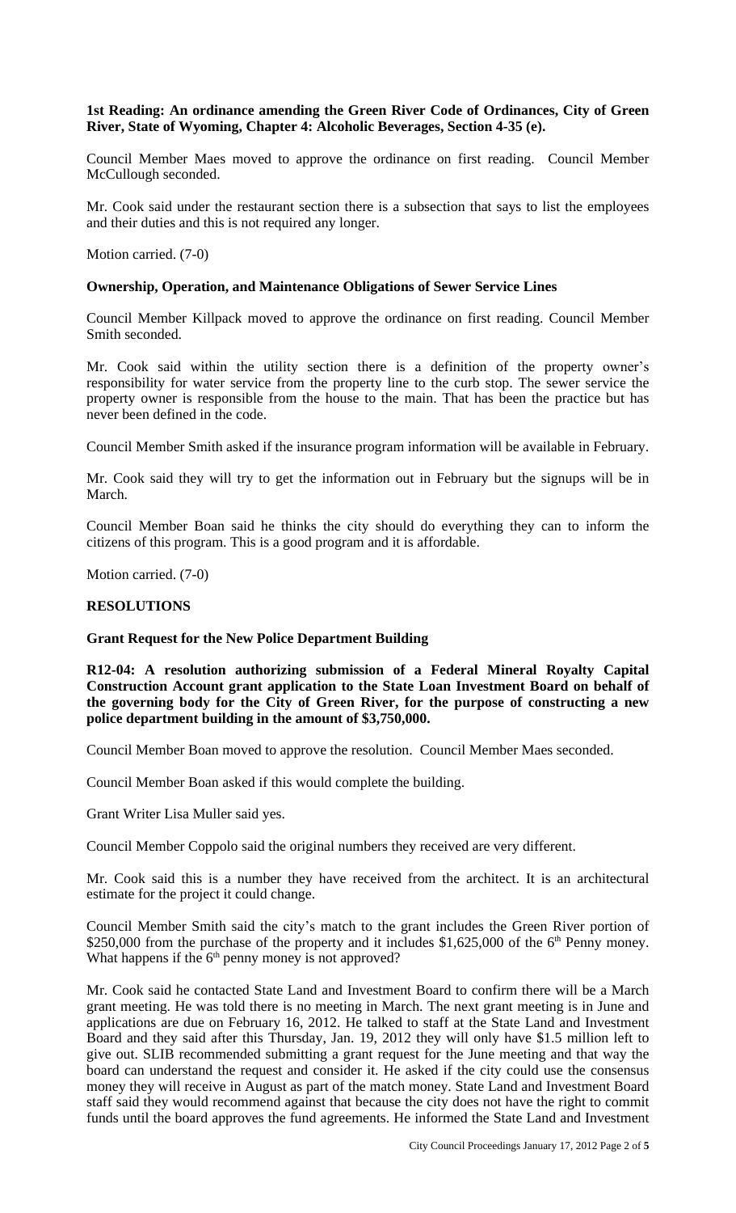**1st Reading: An ordinance amending the Green River Code of Ordinances, City of Green River, State of Wyoming, Chapter 4: Alcoholic Beverages, Section 4-35 (e).**

Council Member Maes moved to approve the ordinance on first reading. Council Member McCullough seconded.

Mr. Cook said under the restaurant section there is a subsection that says to list the employees and their duties and this is not required any longer.

Motion carried. (7-0)

**Ownership, Operation, and Maintenance Obligations of Sewer Service Lines**

Council Member Killpack moved to approve the ordinance on first reading. Council Member Smith seconded.

Mr. Cook said within the utility section there is a definition of the property owner's responsibility for water service from the property line to the curb stop. The sewer service the property owner is responsible from the house to the main. That has been the practice but has never been defined in the code.

Council Member Smith asked if the insurance program information will be available in February.

Mr. Cook said they will try to get the information out in February but the signups will be in March.

Council Member Boan said he thinks the city should do everything they can to inform the citizens of this program. This is a good program and it is affordable.

Motion carried. (7-0)

**RESOLUTIONS**

**Grant Request for the New Police Department Building**

**R12-04: A resolution authorizing submission of a Federal Mineral Royalty Capital Construction Account grant application to the State Loan Investment Board on behalf of the governing body for the City of Green River, for the purpose of constructing a new police department building in the amount of $3,750,000.**

Council Member Boan moved to approve the resolution. Council Member Maes seconded.

Council Member Boan asked if this would complete the building.

Grant Writer Lisa Muller said yes.

Council Member Coppolo said the original numbers they received are very different.

Mr. Cook said this is a number they have received from the architect. It is an architectural estimate for the project it could change.

Council Member Smith said the city's match to the grant includes the Green River portion of $250,000 from the purchase of the property and it includes $1,625,000 of the 6th Penny money. What happens if the 6th penny money is not approved?

Mr. Cook said he contacted State Land and Investment Board to confirm there will be a March grant meeting. He was told there is no meeting in March. The next grant meeting is in June and applications are due on February 16, 2012. He talked to staff at the State Land and Investment Board and they said after this Thursday, Jan. 19, 2012 they will only have $1.5 million left to give out. SLIB recommended submitting a grant request for the June meeting and that way the board can understand the request and consider it. He asked if the city could use the consensus money they will receive in August as part of the match money. State Land and Investment Board staff said they would recommend against that because the city does not have the right to commit funds until the board approves the fund agreements. He informed the State Land and Investment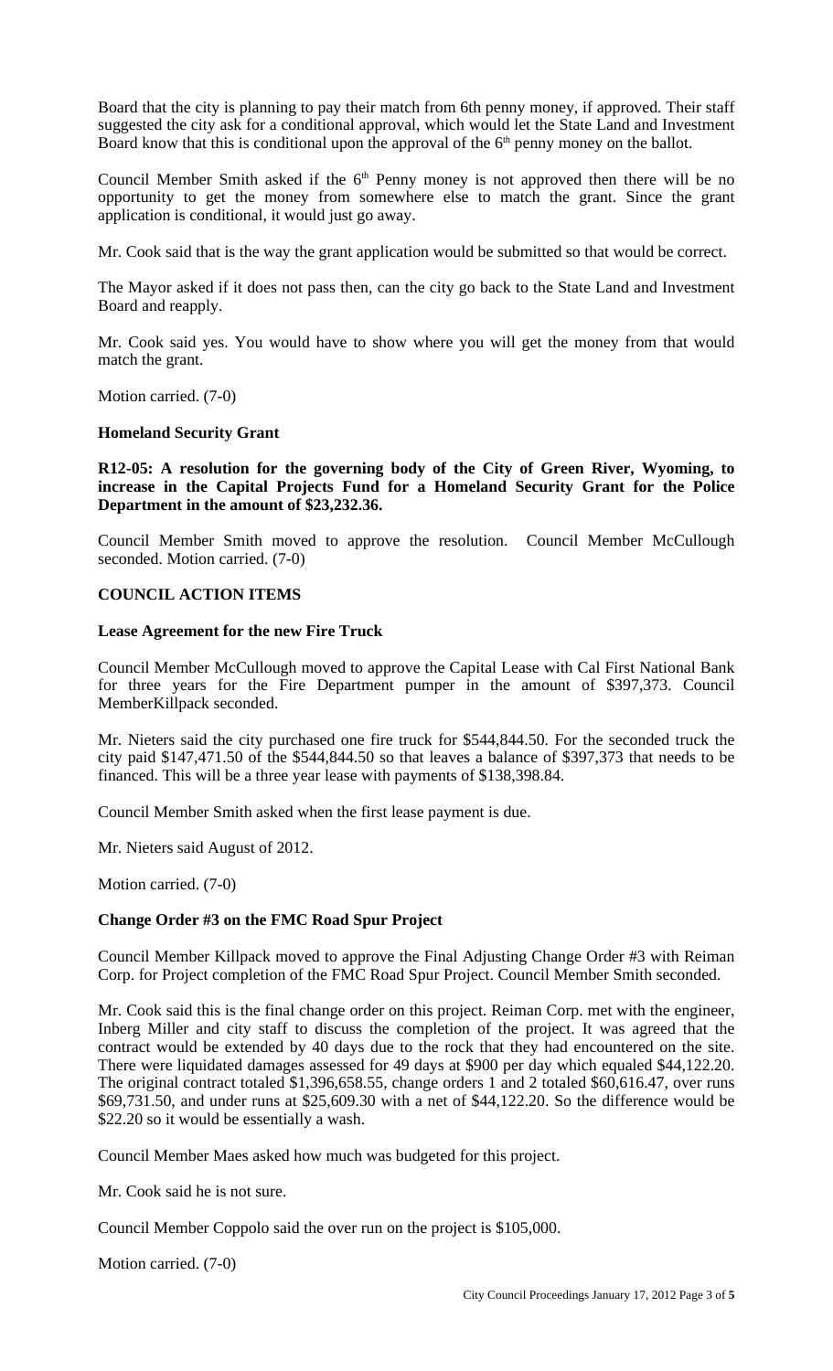Board that the city is planning to pay their match from 6th penny money, if approved. Their staff suggested the city ask for a conditional approval, which would let the State Land and Investment Board know that this is conditional upon the approval of the 6th penny money on the ballot.

Council Member Smith asked if the 6th Penny money is not approved then there will be no opportunity to get the money from somewhere else to match the grant. Since the grant application is conditional, it would just go away.

Mr. Cook said that is the way the grant application would be submitted so that would be correct.

The Mayor asked if it does not pass then, can the city go back to the State Land and Investment Board and reapply.

Mr. Cook said yes. You would have to show where you will get the money from that would match the grant.

Motion carried. (7-0)

**Homeland Security Grant**

**R12-05: A resolution for the governing body of the City of Green River, Wyoming, to increase in the Capital Projects Fund for a Homeland Security Grant for the Police Department in the amount of $23,232.36.**

Council Member Smith moved to approve the resolution. Council Member McCullough seconded. Motion carried. (7-0)

**COUNCIL ACTION ITEMS**

**Lease Agreement for the new Fire Truck**

Council Member McCullough moved to approve the Capital Lease with Cal First National Bank for three years for the Fire Department pumper in the amount of $397,373. Council MemberKillpack seconded.

Mr. Nieters said the city purchased one fire truck for $544,844.50. For the seconded truck the city paid $147,471.50 of the $544,844.50 so that leaves a balance of $397,373 that needs to be financed. This will be a three year lease with payments of $138,398.84.

Council Member Smith asked when the first lease payment is due.

Mr. Nieters said August of 2012.

Motion carried. (7-0)

**Change Order #3 on the FMC Road Spur Project**

Council Member Killpack moved to approve the Final Adjusting Change Order #3 with Reiman Corp. for Project completion of the FMC Road Spur Project. Council Member Smith seconded.

Mr. Cook said this is the final change order on this project. Reiman Corp. met with the engineer, Inberg Miller and city staff to discuss the completion of the project. It was agreed that the contract would be extended by 40 days due to the rock that they had encountered on the site. There were liquidated damages assessed for 49 days at $900 per day which equaled $44,122.20. The original contract totaled $1,396,658.55, change orders 1 and 2 totaled $60,616.47, over runs $69,731.50, and under runs at $25,609.30 with a net of $44,122.20. So the difference would be $22.20 so it would be essentially a wash.

Council Member Maes asked how much was budgeted for this project.

Mr. Cook said he is not sure.

Council Member Coppolo said the over run on the project is $105,000.

Motion carried. (7-0)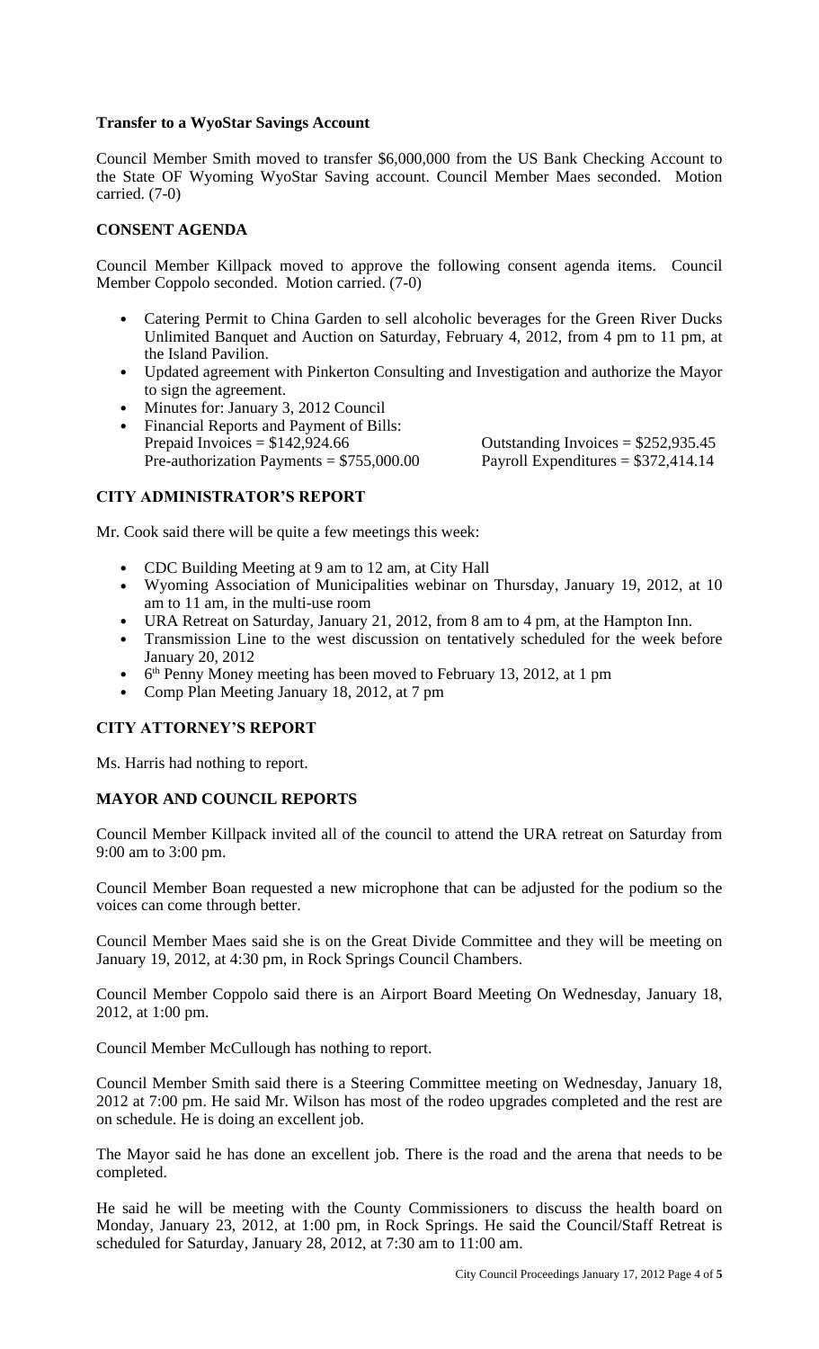**Transfer to a WyoStar Savings Account**

Council Member Smith moved to transfer $6,000,000 from the US Bank Checking Account to the State OF Wyoming WyoStar Saving account. Council Member Maes seconded. Motion carried. (7-0)

**CONSENT AGENDA**

Council Member Killpack moved to approve the following consent agenda items. Council Member Coppolo seconded. Motion carried. (7-0)

- Catering Permit to China Garden to sell alcoholic beverages for the Green River Ducks Unlimited Banquet and Auction on Saturday, February 4, 2012, from 4 pm to 11 pm, at the Island Pavilion.
- Updated agreement with Pinkerton Consulting and Investigation and authorize the Mayor to sign the agreement.
- Minutes for: January 3, 2012 Council
- Financial Reports and Payment of Bills:
  Prepaid Invoices = $142,924.66 Outstanding Invoices = $252,935.45
  Pre-authorization Payments = $755,000.00 Payroll Expenditures = $372,414.14

**CITY ADMINISTRATOR'S REPORT**

Mr. Cook said there will be quite a few meetings this week:

- CDC Building Meeting at 9 am to 12 am, at City Hall
- Wyoming Association of Municipalities webinar on Thursday, January 19, 2012, at 10 am to 11 am, in the multi-use room
- URA Retreat on Saturday, January 21, 2012, from 8 am to 4 pm, at the Hampton Inn.
- Transmission Line to the west discussion on tentatively scheduled for the week before January 20, 2012
- 6th Penny Money meeting has been moved to February 13, 2012, at 1 pm
- Comp Plan Meeting January 18, 2012, at 7 pm

**CITY ATTORNEY'S REPORT**

Ms. Harris had nothing to report.

**MAYOR AND COUNCIL REPORTS**

Council Member Killpack invited all of the council to attend the URA retreat on Saturday from 9:00 am to 3:00 pm.

Council Member Boan requested a new microphone that can be adjusted for the podium so the voices can come through better.

Council Member Maes said she is on the Great Divide Committee and they will be meeting on January 19, 2012, at 4:30 pm, in Rock Springs Council Chambers.

Council Member Coppolo said there is an Airport Board Meeting On Wednesday, January 18, 2012, at 1:00 pm.

Council Member McCullough has nothing to report.

Council Member Smith said there is a Steering Committee meeting on Wednesday, January 18, 2012 at 7:00 pm. He said Mr. Wilson has most of the rodeo upgrades completed and the rest are on schedule. He is doing an excellent job.

The Mayor said he has done an excellent job. There is the road and the arena that needs to be completed.

He said he will be meeting with the County Commissioners to discuss the health board on Monday, January 23, 2012, at 1:00 pm, in Rock Springs. He said the Council/Staff Retreat is scheduled for Saturday, January 28, 2012, at 7:30 am to 11:00 am.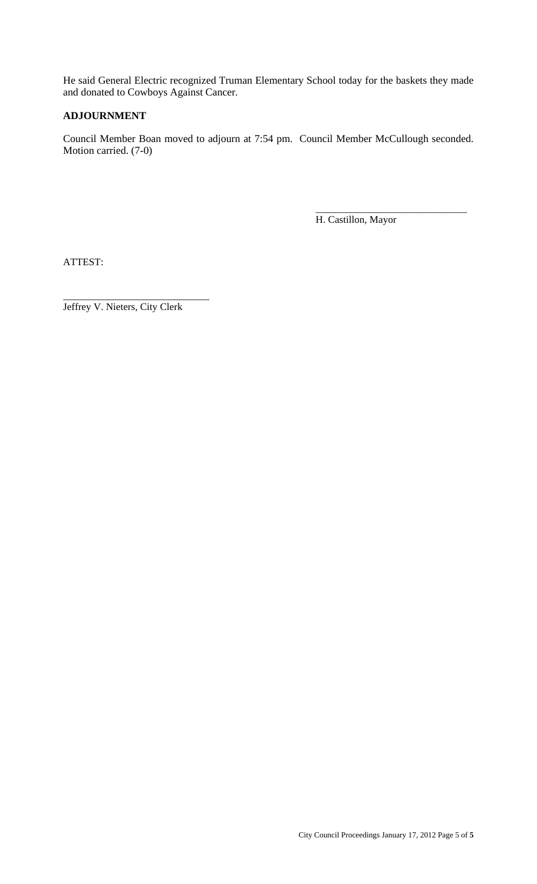He said General Electric recognized Truman Elementary School today for the baskets they made and donated to Cowboys Against Cancer.

**ADJOURNMENT**

Council Member Boan moved to adjourn at 7:54 pm. Council Member McCullough seconded. Motion carried. (7-0)

\_\_\_\_\_\_\_\_\_\_\_\_\_\_\_\_\_\_\_\_\_\_\_\_\_\_\_\_\_\_
H. Castillon, Mayor

ATTEST:

\_\_\_\_\_\_\_\_\_\_\_\_\_\_\_\_\_\_\_\_\_\_\_\_\_\_\_\_\_\_
Jeffrey V. Nieters, City Clerk